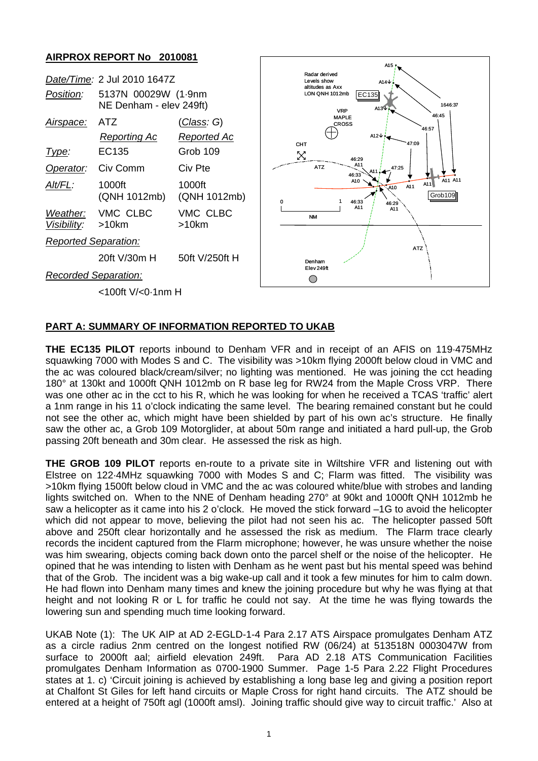## AIRPROX REPORT No 2010081

| | | |
|---|---|---|
| *Date/Time:* | 2 Jul 2010 1647Z | |
| *Position:* | 5137N 00029W (1·9nm NE Denham - elev 249ft) | |
| *Airspace:* | ATZ | (*Class*: G) |
| | *Reporting Ac* | *Reported Ac* |
| *Type:* | EC135 | Grob 109 |
| *Operator:* | Civ Comm | Civ Pte |
| *Alt/FL:* | 1000ft (QNH 1012mb) | 1000ft (QNH 1012mb) |
| *Weather:* | VMC CLBC | VMC CLBC |
| *Visibility:* | >10km | >10km |
| *Reported Separation:* | | |
| | 20ft V/30m H | 50ft V/250ft H |
| *Recorded Separation:* | | |
| | <100ft V/<0·1nm H | |

## PART A: SUMMARY OF INFORMATION REPORTED TO UKAB

**THE EC135 PILOT** reports inbound to Denham VFR and in receipt of an AFIS on 119·475MHz squawking 7000 with Modes S and C. The visibility was >10km flying 2000ft below cloud in VMC and the ac was coloured black/cream/silver; no lighting was mentioned. He was joining the cct heading 180° at 130kt and 1000ft QNH 1012mb on R base leg for RW24 from the Maple Cross VRP. There was one other ac in the cct to his R, which he was looking for when he received a TCAS 'traffic' alert a 1nm range in his 11 o'clock indicating the same level. The bearing remained constant but he could not see the other ac, which might have been shielded by part of his own ac's structure. He finally saw the other ac, a Grob 109 Motorglider, at about 50m range and initiated a hard pull-up, the Grob passing 20ft beneath and 30m clear. He assessed the risk as high.

**THE GROB 109 PILOT** reports en-route to a private site in Wiltshire VFR and listening out with Elstree on 122·4MHz squawking 7000 with Modes S and C; Flarm was fitted. The visibility was >10km flying 1500ft below cloud in VMC and the ac was coloured white/blue with strobes and landing lights switched on. When to the NNE of Denham heading 270° at 90kt and 1000ft QNH 1012mb he saw a helicopter as it came into his 2 o'clock. He moved the stick forward –1G to avoid the helicopter which did not appear to move, believing the pilot had not seen his ac. The helicopter passed 50ft above and 250ft clear horizontally and he assessed the risk as medium. The Flarm trace clearly records the incident captured from the Flarm microphone; however, he was unsure whether the noise was him swearing, objects coming back down onto the parcel shelf or the noise of the helicopter. He opined that he was intending to listen with Denham as he went past but his mental speed was behind that of the Grob. The incident was a big wake-up call and it took a few minutes for him to calm down. He had flown into Denham many times and knew the joining procedure but why he was flying at that height and not looking R or L for traffic he could not say. At the time he was flying towards the lowering sun and spending much time looking forward.

UKAB Note (1): The UK AIP at AD 2-EGLD-1-4 Para 2.17 ATS Airspace promulgates Denham ATZ as a circle radius 2nm centred on the longest notified RW (06/24) at 513518N 0003047W from surface to 2000ft aal; airfield elevation 249ft. Para AD 2.18 ATS Communication Facilities promulgates Denham Information as 0700-1900 Summer. Page 1-5 Para 2.22 Flight Procedures states at 1. c) 'Circuit joining is achieved by establishing a long base leg and giving a position report at Chalfont St Giles for left hand circuits or Maple Cross for right hand circuits. The ATZ should be entered at a height of 750ft agl (1000ft amsl). Joining traffic should give way to circuit traffic.' Also at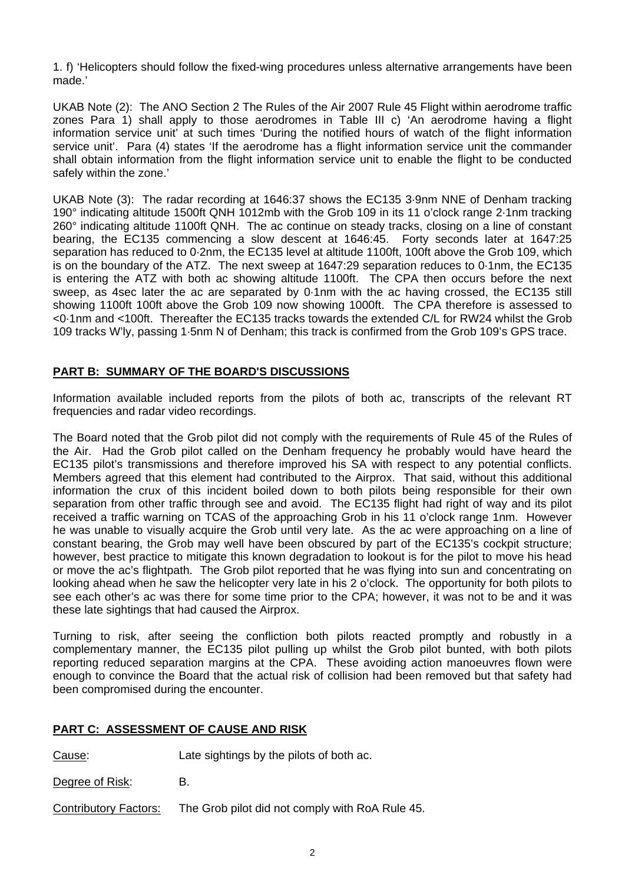1. f) 'Helicopters should follow the fixed-wing procedures unless alternative arrangements have been made.'

UKAB Note (2): The ANO Section 2 The Rules of the Air 2007 Rule 45 Flight within aerodrome traffic zones Para 1) shall apply to those aerodromes in Table III c) 'An aerodrome having a flight information service unit' at such times 'During the notified hours of watch of the flight information service unit'. Para (4) states 'If the aerodrome has a flight information service unit the commander shall obtain information from the flight information service unit to enable the flight to be conducted safely within the zone.'

UKAB Note (3): The radar recording at 1646:37 shows the EC135 3·9nm NNE of Denham tracking 190° indicating altitude 1500ft QNH 1012mb with the Grob 109 in its 11 o'clock range 2·1nm tracking 260° indicating altitude 1100ft QNH. The ac continue on steady tracks, closing on a line of constant bearing, the EC135 commencing a slow descent at 1646:45. Forty seconds later at 1647:25 separation has reduced to 0·2nm, the EC135 level at altitude 1100ft, 100ft above the Grob 109, which is on the boundary of the ATZ. The next sweep at 1647:29 separation reduces to 0·1nm, the EC135 is entering the ATZ with both ac showing altitude 1100ft. The CPA then occurs before the next sweep, as 4sec later the ac are separated by 0·1nm with the ac having crossed, the EC135 still showing 1100ft 100ft above the Grob 109 now showing 1000ft. The CPA therefore is assessed to <0·1nm and <100ft. Thereafter the EC135 tracks towards the extended C/L for RW24 whilst the Grob 109 tracks W'ly, passing 1·5nm N of Denham; this track is confirmed from the Grob 109's GPS trace.

## PART B: SUMMARY OF THE BOARD'S DISCUSSIONS

Information available included reports from the pilots of both ac, transcripts of the relevant RT frequencies and radar video recordings.

The Board noted that the Grob pilot did not comply with the requirements of Rule 45 of the Rules of the Air. Had the Grob pilot called on the Denham frequency he probably would have heard the EC135 pilot's transmissions and therefore improved his SA with respect to any potential conflicts. Members agreed that this element had contributed to the Airprox. That said, without this additional information the crux of this incident boiled down to both pilots being responsible for their own separation from other traffic through see and avoid. The EC135 flight had right of way and its pilot received a traffic warning on TCAS of the approaching Grob in his 11 o'clock range 1nm. However he was unable to visually acquire the Grob until very late. As the ac were approaching on a line of constant bearing, the Grob may well have been obscured by part of the EC135's cockpit structure; however, best practice to mitigate this known degradation to lookout is for the pilot to move his head or move the ac's flightpath. The Grob pilot reported that he was flying into sun and concentrating on looking ahead when he saw the helicopter very late in his 2 o'clock. The opportunity for both pilots to see each other's ac was there for some time prior to the CPA; however, it was not to be and it was these late sightings that had caused the Airprox.

Turning to risk, after seeing the confliction both pilots reacted promptly and robustly in a complementary manner, the EC135 pilot pulling up whilst the Grob pilot bunted, with both pilots reporting reduced separation margins at the CPA. These avoiding action manoeuvres flown were enough to convince the Board that the actual risk of collision had been removed but that safety had been compromised during the encounter.

## PART C: ASSESSMENT OF CAUSE AND RISK

Cause: Late sightings by the pilots of both ac.

Degree of Risk: B.

Contributory Factors: The Grob pilot did not comply with RoA Rule 45.